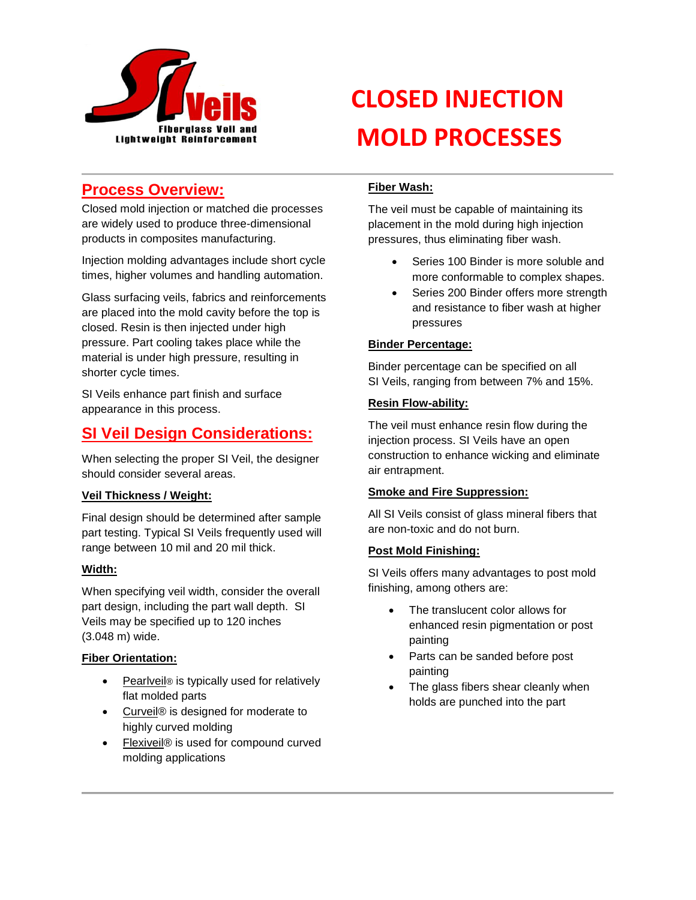SI Veils

Fiberglass Veil and Lightweight Reinforcement

# CLOSED INJECTION MOLD PROCESSES

## Process Overview:

Closed mold injection or matched die processes are widely used to produce three-dimensional products in composites manufacturing.

Injection molding advantages include short cycle times, higher volumes and handling automation.

Glass surfacing veils, fabrics and reinforcements are placed into the mold cavity before the top is closed. Resin is then injected under high pressure. Part cooling takes place while the material is under high pressure, resulting in shorter cycle times.

SI Veils enhance part finish and surface appearance in this process.

## SI Veil Design Considerations:

When selecting the proper SI Veil, the designer should consider several areas.

### Veil Thickness / Weight:

Final design should be determined after sample part testing. Typical SI Veils frequently used will range between 10 mil and 20 mil thick.

### Width:

When specifying veil width, consider the overall part design, including the part wall depth. SI Veils may be specified up to 120 inches (3.048 m) wide.

### Fiber Orientation:

- Pearlveil® is typically used for relatively flat molded parts
- Curveil® is designed for moderate to highly curved molding
- Flexiveil® is used for compound curved molding applications

### Fiber Wash:

The veil must be capable of maintaining its placement in the mold during high injection pressures, thus eliminating fiber wash.

- Series 100 Binder is more soluble and more conformable to complex shapes.
- Series 200 Binder offers more strength and resistance to fiber wash at higher pressures

### Binder Percentage:

Binder percentage can be specified on all SI Veils, ranging from between 7% and 15%.

### Resin Flow-ability:

The veil must enhance resin flow during the injection process. SI Veils have an open construction to enhance wicking and eliminate air entrapment.

### Smoke and Fire Suppression:

All SI Veils consist of glass mineral fibers that are non-toxic and do not burn.

### Post Mold Finishing:

SI Veils offers many advantages to post mold finishing, among others are:

- The translucent color allows for enhanced resin pigmentation or post painting
- Parts can be sanded before post painting
- The glass fibers shear cleanly when holds are punched into the part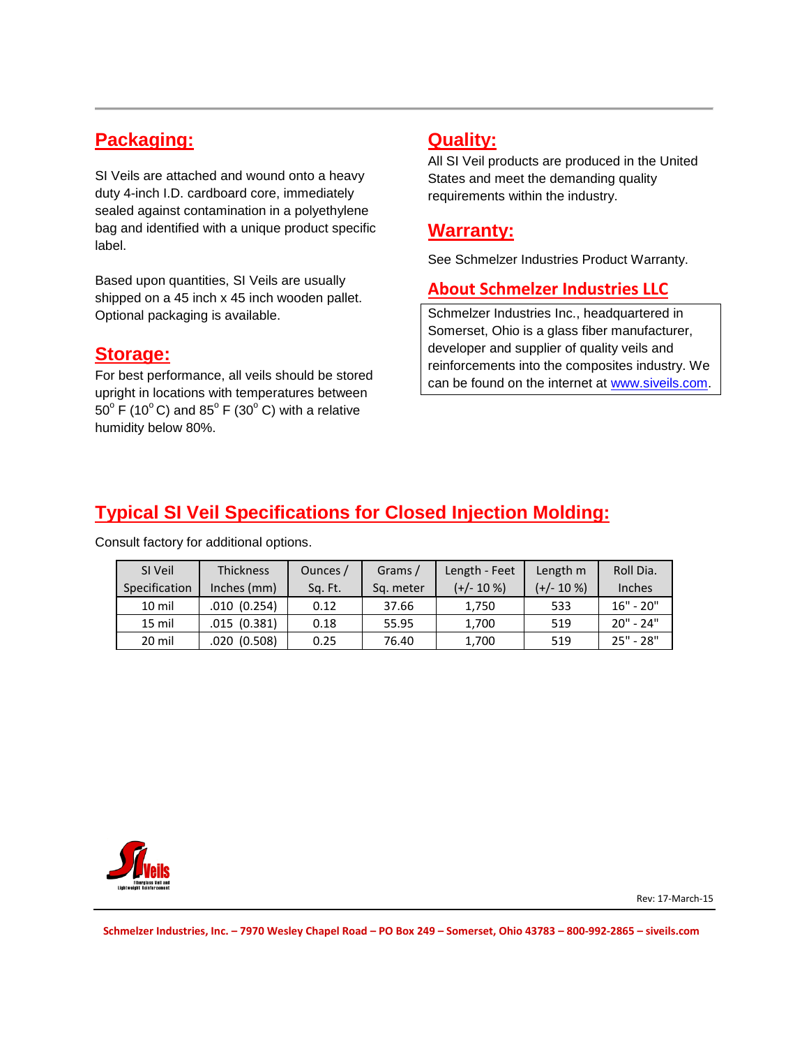## Packaging:

SI Veils are attached and wound onto a heavy duty 4-inch I.D. cardboard core, immediately sealed against contamination in a polyethylene bag and identified with a unique product specific label.

Based upon quantities, SI Veils are usually shipped on a 45 inch x 45 inch wooden pallet. Optional packaging is available.

## Storage:

For best performance, all veils should be stored upright in locations with temperatures between 50° F (10° C) and 85° F (30° C) with a relative humidity below 80%.

## Quality:

All SI Veil products are produced in the United States and meet the demanding quality requirements within the industry.

## Warranty:

See Schmelzer Industries Product Warranty.

## About Schmelzer Industries LLC

Schmelzer Industries Inc., headquartered in Somerset, Ohio is a glass fiber manufacturer, developer and supplier of quality veils and reinforcements into the composites industry. We can be found on the internet at www.siveils.com.

## Typical SI Veil Specifications for Closed Injection Molding:

Consult factory for additional options.

| SI Veil Specification | Thickness Inches (mm) | Ounces / Sq. Ft. | Grams / Sq. meter | Length - Feet (+/- 10 %) | Length m (+/- 10 %) | Roll Dia. Inches |
|---|---|---|---|---|---|---|
| 10 mil | .010 (0.254) | 0.12 | 37.66 | 1,750 | 533 | 16" - 20" |
| 15 mil | .015 (0.381) | 0.18 | 55.95 | 1,700 | 519 | 20" - 24" |
| 20 mil | .020 (0.508) | 0.25 | 76.40 | 1,700 | 519 | 25" - 28" |

Rev: 17-March-15

Schmelzer Industries, Inc. – 7970 Wesley Chapel Road – PO Box 249 – Somerset, Ohio 43783 – 800-992-2865 – siveils.com